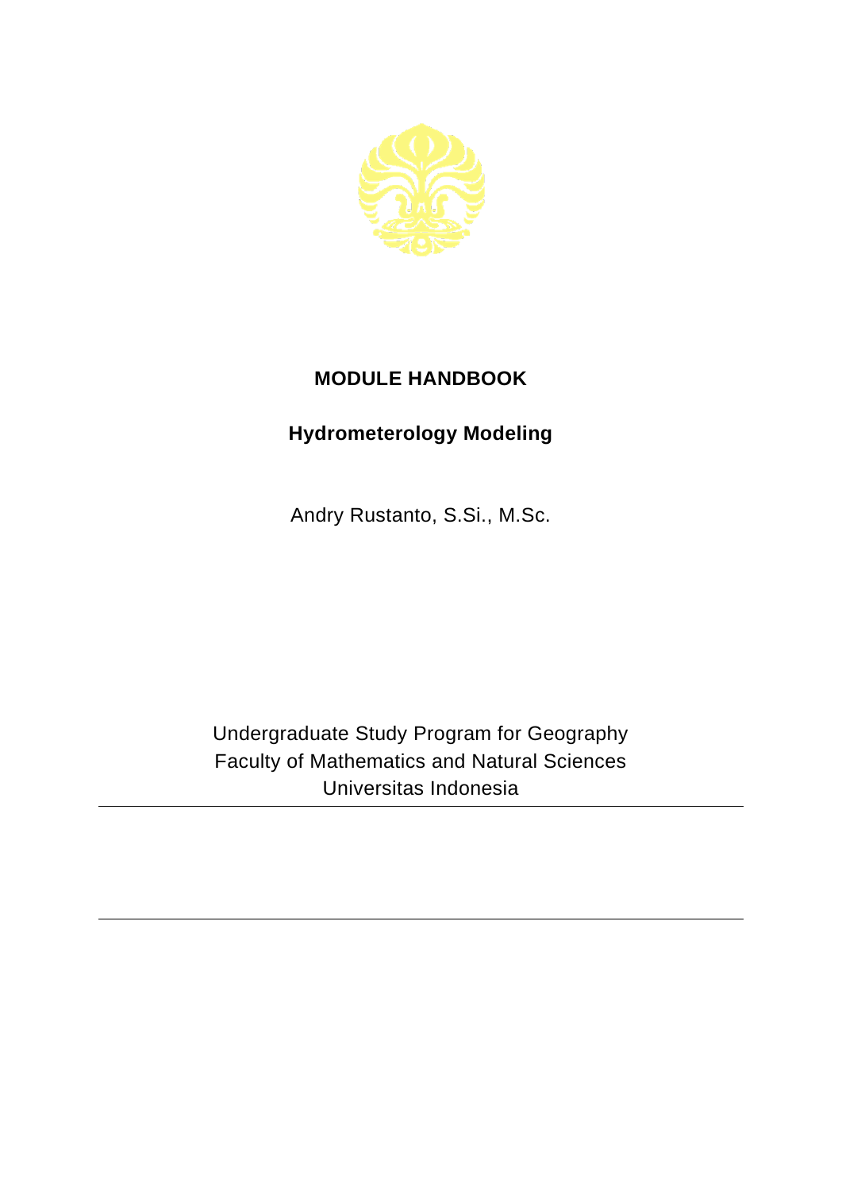# MODULE HANDBOOK

## Hydrometerology Modeling

Andry Rustanto, S.Si., M.Sc.

Undergraduate Study Program for Geography
Faculty of Mathematics and Natural Sciences
Universitas Indonesia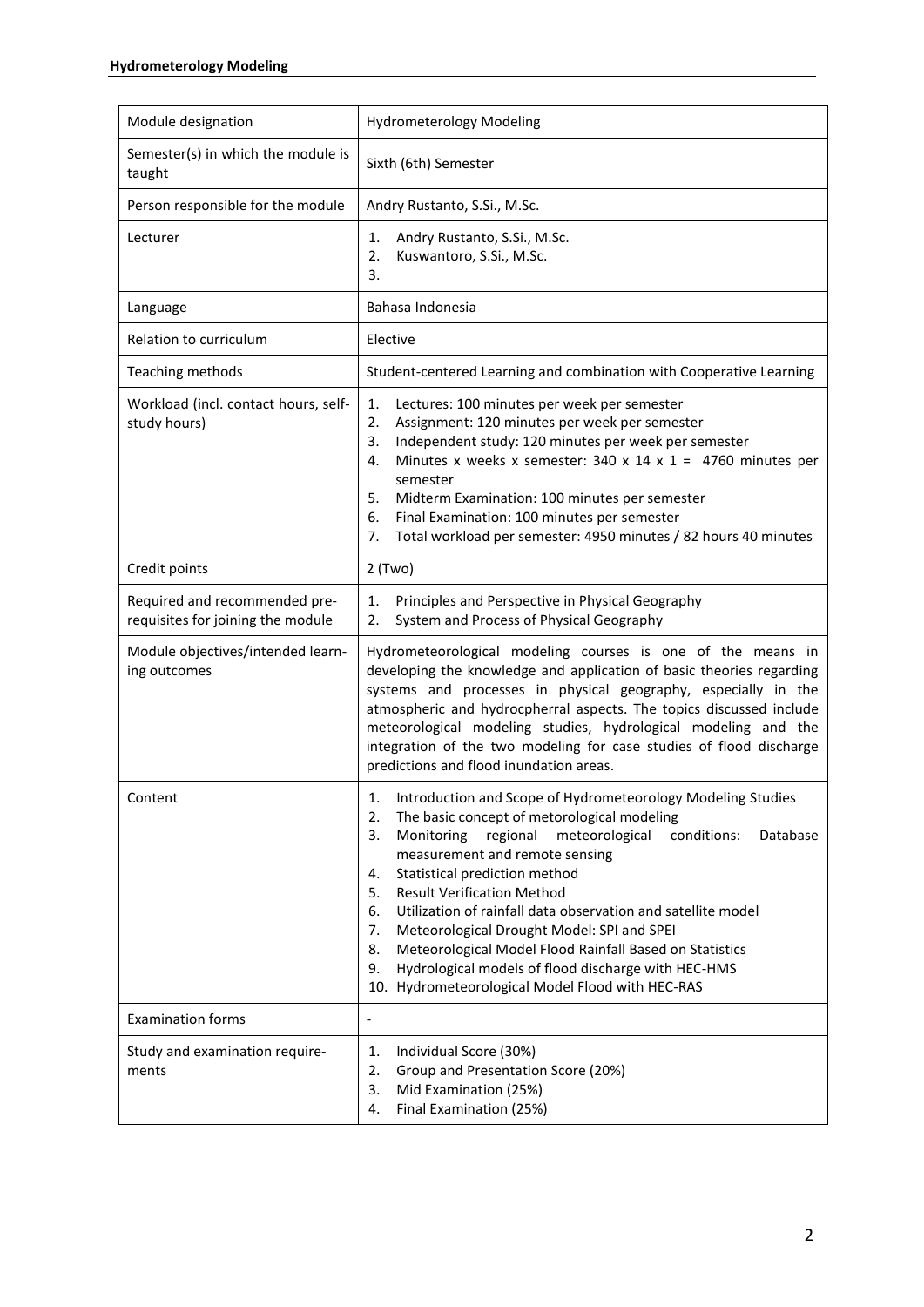| Module designation | Hydrometerology Modeling |
|---|---|
| Semester(s) in which the module is taught | Sixth (6th) Semester |
| Person responsible for the module | Andry Rustanto, S.Si., M.Sc. |
| Lecturer | 1. Andry Rustanto, S.Si., M.Sc.<br>2. Kuswantoro, S.Si., M.Sc.<br>3. |
| Language | Bahasa Indonesia |
| Relation to curriculum | Elective |
| Teaching methods | Student-centered Learning and combination with Cooperative Learning |
| Workload (incl. contact hours, self-study hours) | 1. Lectures: 100 minutes per week per semester<br>2. Assignment: 120 minutes per week per semester<br>3. Independent study: 120 minutes per week per semester<br>4. Minutes x weeks x semester: 340 x 14 x 1 = 4760 minutes per semester<br>5. Midterm Examination: 100 minutes per semester<br>6. Final Examination: 100 minutes per semester<br>7. Total workload per semester: 4950 minutes / 82 hours 40 minutes |
| Credit points | 2 (Two) |
| Required and recommended pre-requisites for joining the module | 1. Principles and Perspective in Physical Geography<br>2. System and Process of Physical Geography |
| Module objectives/intended learn-ing outcomes | Hydrometeorological modeling courses is one of the means in developing the knowledge and application of basic theories regarding systems and processes in physical geography, especially in the atmospheric and hydrocpherral aspects. The topics discussed include meteorological modeling studies, hydrological modeling and the integration of the two modeling for case studies of flood discharge predictions and flood inundation areas. |
| Content | 1. Introduction and Scope of Hydrometeorology Modeling Studies<br>2. The basic concept of metorological modeling<br>3. Monitoring regional meteorological conditions: Database measurement and remote sensing<br>4. Statistical prediction method<br>5. Result Verification Method<br>6. Utilization of rainfall data observation and satellite model<br>7. Meteorological Drought Model: SPI and SPEI<br>8. Meteorological Model Flood Rainfall Based on Statistics<br>9. Hydrological models of flood discharge with HEC-HMS<br>10. Hydrometeorological Model Flood with HEC-RAS |
| Examination forms | - |
| Study and examination require-ments | 1. Individual Score (30%)<br>2. Group and Presentation Score (20%)<br>3. Mid Examination (25%)<br>4. Final Examination (25%) |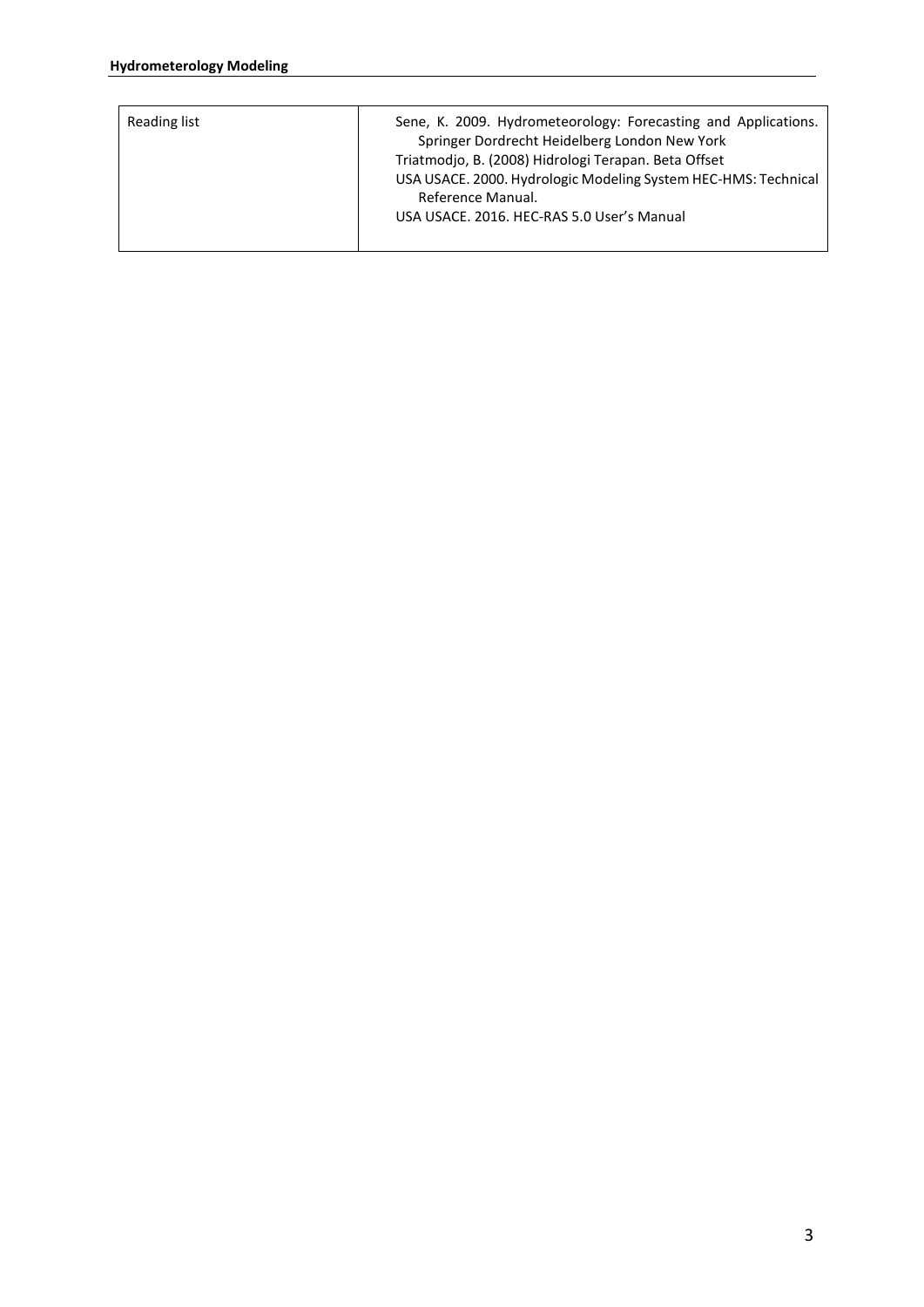| | |
|---|---|
| Reading list | Sene, K. 2009. Hydrometeorology: Forecasting and Applications. Springer Dordrecht Heidelberg London New York<br>Triatmodjo, B. (2008) Hidrologi Terapan. Beta Offset<br>USA USACE. 2000. Hydrologic Modeling System HEC-HMS: Technical Reference Manual.<br>USA USACE. 2016. HEC-RAS 5.0 User's Manual |